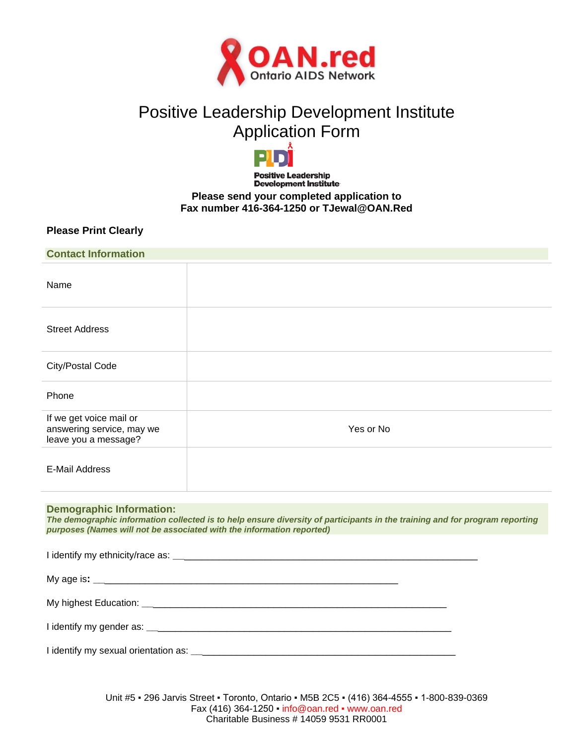# Positive Leadership Development Institute Application Form

**Please send your completed application to**
**Fax number 416-364-1250 or TJewal@OAN.Red**

**Please Print Clearly**

## Contact Information

| | |
|---|---|
| Name | |
| Street Address | |
| City/Postal Code | |
| Phone | |
| If we get voice mail or answering service, may we leave you a message? | Yes or No |
| E-Mail Address | |

## Demographic Information:

***The demographic information collected is to help ensure diversity of participants in the training and for program reporting purposes (Names will not be associated with the information reported)***

I identify my ethnicity/race as: ___________________________________________________________

My age is**:** ___________________________________________________________

My highest Education: ___________________________________________________________

I identify my gender as: ___________________________________________________________

I identify my sexual orientation as: ___________________________________________________

Unit #5 ▪ 296 Jarvis Street ▪ Toronto, Ontario ▪ M5B 2C5 ▪ (416) 364-4555 ▪ 1-800-839-0369
Fax (416) 364-1250 ▪ info@oan.red ▪ www.oan.red
Charitable Business # 14059 9531 RR0001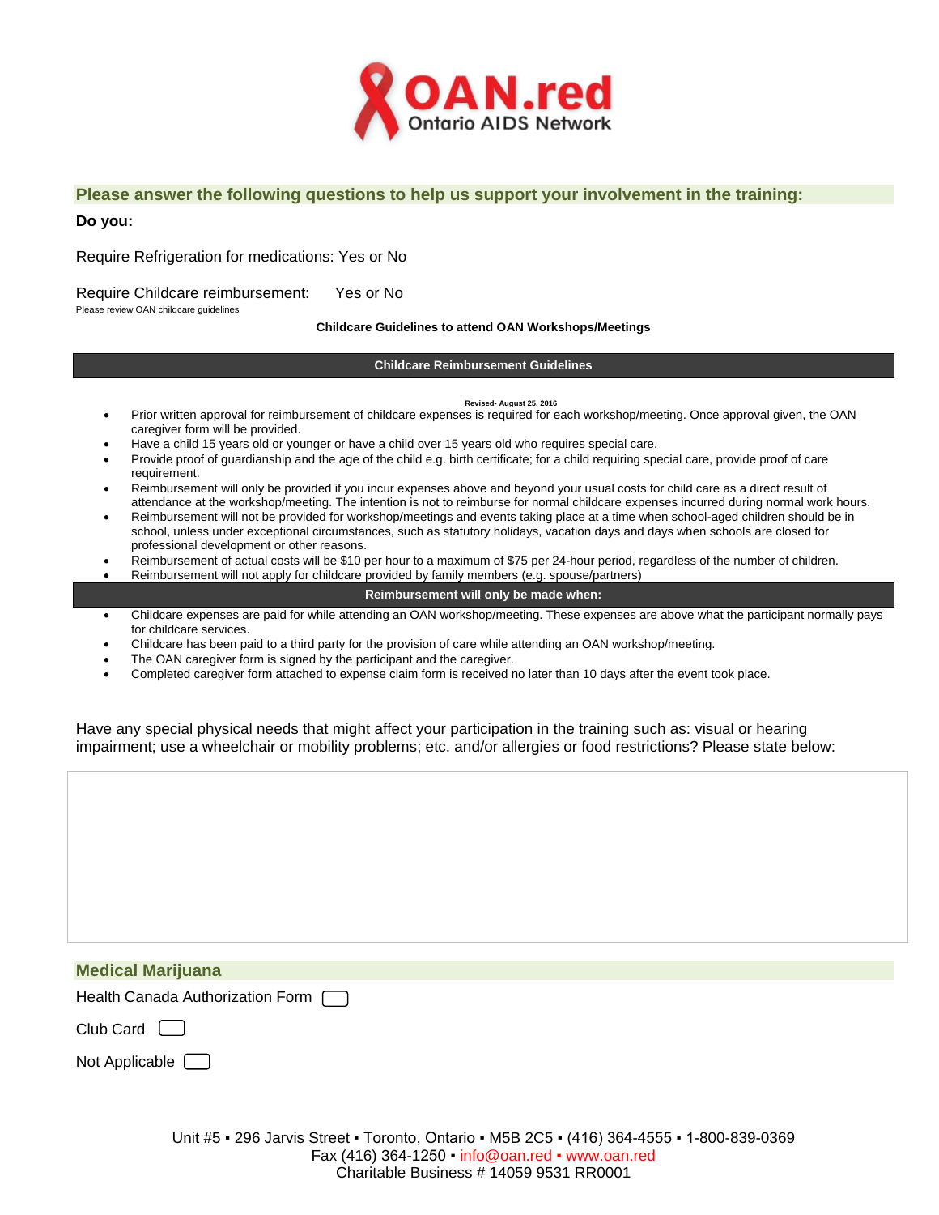## Please answer the following questions to help us support your involvement in the training:

**Do you:**

Require Refrigeration for medications: Yes or No

Require Childcare reimbursement: Yes or No

Please review OAN childcare guidelines

**Childcare Guidelines to attend OAN Workshops/Meetings**

### Childcare Reimbursement Guidelines

**Revised- August 25, 2016**

- Prior written approval for reimbursement of childcare expenses is required for each workshop/meeting. Once approval given, the OAN caregiver form will be provided.
- Have a child 15 years old or younger or have a child over 15 years old who requires special care.
- Provide proof of guardianship and the age of the child e.g. birth certificate; for a child requiring special care, provide proof of care requirement.
- Reimbursement will only be provided if you incur expenses above and beyond your usual costs for child care as a direct result of attendance at the workshop/meeting. The intention is not to reimburse for normal childcare expenses incurred during normal work hours.
- Reimbursement will not be provided for workshop/meetings and events taking place at a time when school-aged children should be in school, unless under exceptional circumstances, such as statutory holidays, vacation days and days when schools are closed for professional development or other reasons.
- Reimbursement of actual costs will be $10 per hour to a maximum of $75 per 24-hour period, regardless of the number of children.
- Reimbursement will not apply for childcare provided by family members (e.g. spouse/partners)

### Reimbursement will only be made when:

- Childcare expenses are paid for while attending an OAN workshop/meeting. These expenses are above what the participant normally pays for childcare services.
- Childcare has been paid to a third party for the provision of care while attending an OAN workshop/meeting.
- The OAN caregiver form is signed by the participant and the caregiver.
- Completed caregiver form attached to expense claim form is received no later than 10 days after the event took place.

Have any special physical needs that might affect your participation in the training such as: visual or hearing impairment; use a wheelchair or mobility problems; etc. and/or allergies or food restrictions? Please state below:

## Medical Marijuana

Health Canada Authorization Form ☐

Club Card ☐

Not Applicable ☐

Unit #5 ▪ 296 Jarvis Street ▪ Toronto, Ontario ▪ M5B 2C5 ▪ (416) 364-4555 ▪ 1-800-839-0369
Fax (416) 364-1250 ▪ info@oan.red ▪ www.oan.red
Charitable Business # 14059 9531 RR0001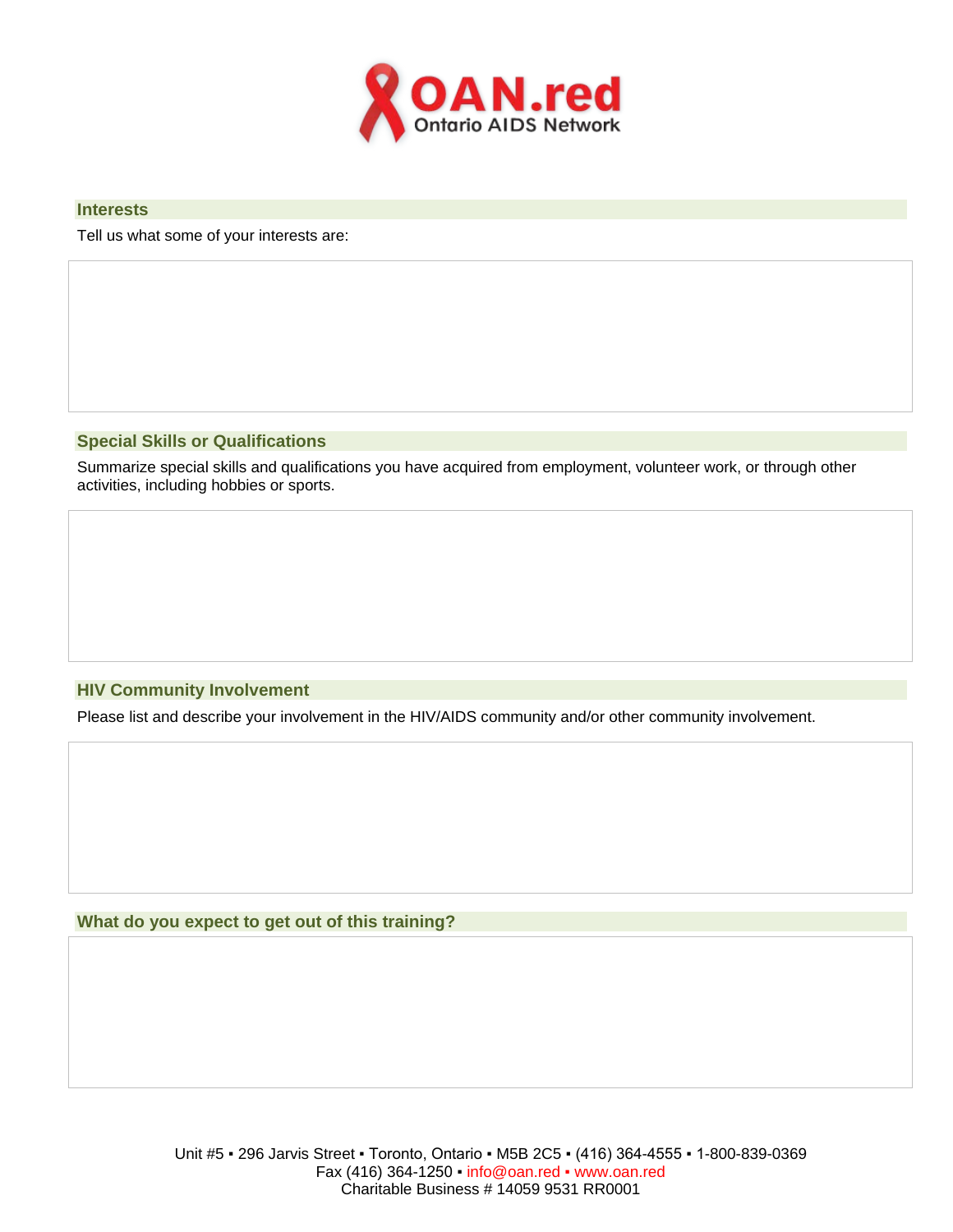**OAN.red**
Ontario AIDS Network

## Interests

Tell us what some of your interests are:

## Special Skills or Qualifications

Summarize special skills and qualifications you have acquired from employment, volunteer work, or through other activities, including hobbies or sports.

## HIV Community Involvement

Please list and describe your involvement in the HIV/AIDS community and/or other community involvement.

## What do you expect to get out of this training?

Unit #5 ▪ 296 Jarvis Street ▪ Toronto, Ontario ▪ M5B 2C5 ▪ (416) 364-4555 ▪ 1-800-839-0369
Fax (416) 364-1250 ▪ info@oan.red ▪ www.oan.red
Charitable Business # 14059 9531 RR0001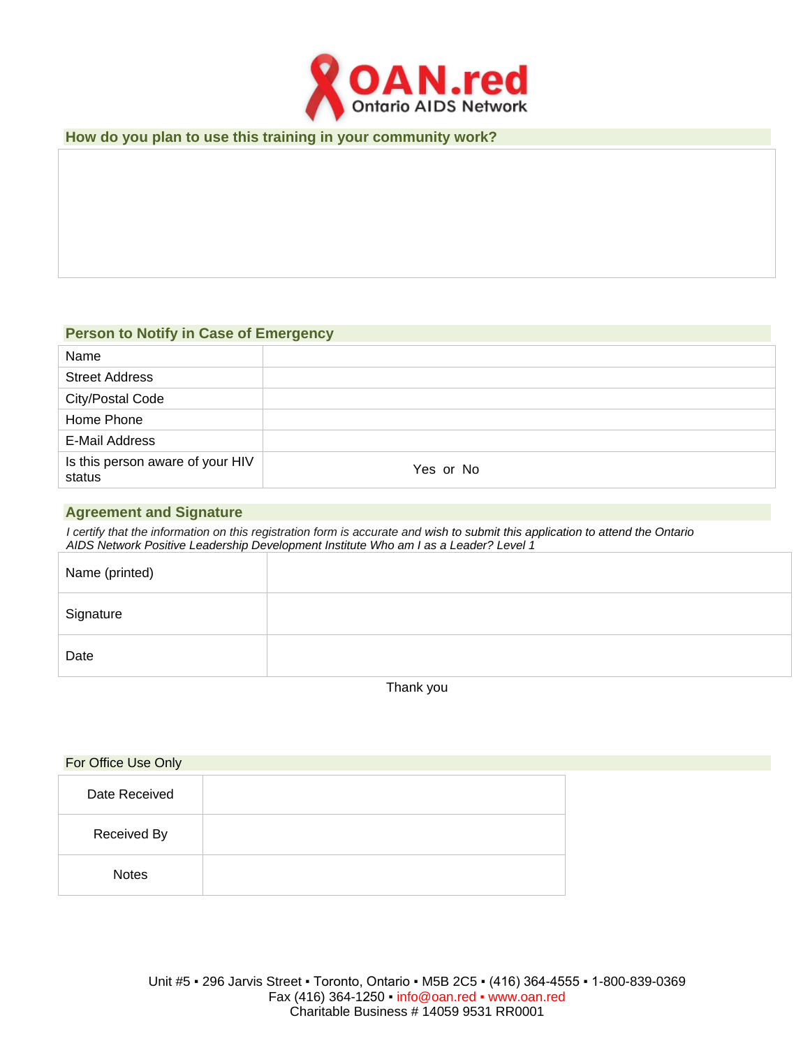OAN.red
Ontario AIDS Network

## How do you plan to use this training in your community work?

| |
|---|
| |

## Person to Notify in Case of Emergency

| | |
|---|---|
| Name | |
| Street Address | |
| City/Postal Code | |
| Home Phone | |
| E-Mail Address | |
| Is this person aware of your HIV status | Yes or No |

## Agreement and Signature

*I certify that the information on this registration form is accurate and wish to submit this application to attend the Ontario AIDS Network Positive Leadership Development Institute Who am I as a Leader? Level 1*

| | |
|---|---|
| Name (printed) | |
| Signature | |
| Date | |

Thank you

## For Office Use Only

| | |
|---|---|
| Date Received | |
| Received By | |
| Notes | |

Unit #5 ▪ 296 Jarvis Street ▪ Toronto, Ontario ▪ M5B 2C5 ▪ (416) 364-4555 ▪ 1-800-839-0369
Fax (416) 364-1250 ▪ info@oan.red ▪ www.oan.red
Charitable Business # 14059 9531 RR0001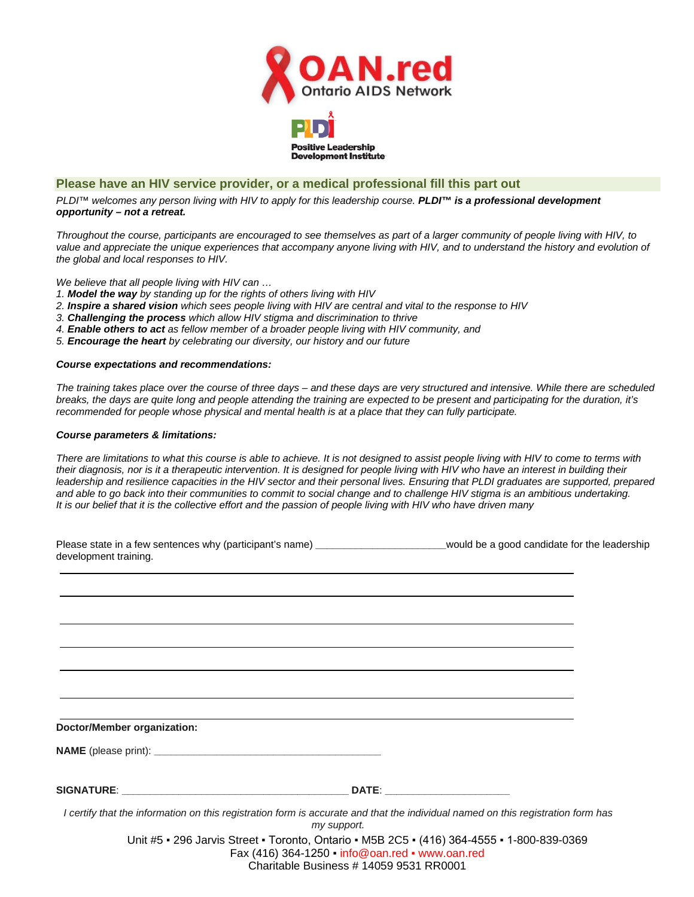OAN.red
Ontario AIDS Network

PLDI
Positive Leadership Development Institute

## Please have an HIV service provider, or a medical professional fill this part out

*PLDI™ welcomes any person living with HIV to apply for this leadership course.* ***PLDI™ is a professional development opportunity – not a retreat.***

*Throughout the course, participants are encouraged to see themselves as part of a larger community of people living with HIV, to value and appreciate the unique experiences that accompany anyone living with HIV, and to understand the history and evolution of the global and local responses to HIV.*

*We believe that all people living with HIV can …*

1. ***Model the way*** *by standing up for the rights of others living with HIV*
2. ***Inspire a shared vision*** *which sees people living with HIV are central and vital to the response to HIV*
3. ***Challenging the process*** *which allow HIV stigma and discrimination to thrive*
4. ***Enable others to act*** *as fellow member of a broader people living with HIV community, and*
5. ***Encourage the heart*** *by celebrating our diversity, our history and our future*

***Course expectations and recommendations:***

*The training takes place over the course of three days – and these days are very structured and intensive. While there are scheduled breaks, the days are quite long and people attending the training are expected to be present and participating for the duration, it's recommended for people whose physical and mental health is at a place that they can fully participate.*

***Course parameters & limitations:***

*There are limitations to what this course is able to achieve. It is not designed to assist people living with HIV to come to terms with their diagnosis, nor is it a therapeutic intervention. It is designed for people living with HIV who have an interest in building their leadership and resilience capacities in the HIV sector and their personal lives. Ensuring that PLDI graduates are supported, prepared and able to go back into their communities to commit to social change and to challenge HIV stigma is an ambitious undertaking. It is our belief that it is the collective effort and the passion of people living with HIV who have driven many*

Please state in a few sentences why (participant's name) ______________________would be a good candidate for the leadership development training.

______________________________________________________________________________

______________________________________________________________________________

______________________________________________________________________________

______________________________________________________________________________

______________________________________________________________________________

______________________________________________________________________________

______________________________________________________________________________

**Doctor/Member organization:**

**NAME** (please print): ________________________________________

**SIGNATURE**: ________________________________________ **DATE**: ______________________

*I certify that the information on this registration form is accurate and that the individual named on this registration form has my support.*

Unit #5 ▪ 296 Jarvis Street ▪ Toronto, Ontario ▪ M5B 2C5 ▪ (416) 364-4555 ▪ 1-800-839-0369
Fax (416) 364-1250 ▪ info@oan.red ▪ www.oan.red
Charitable Business # 14059 9531 RR0001